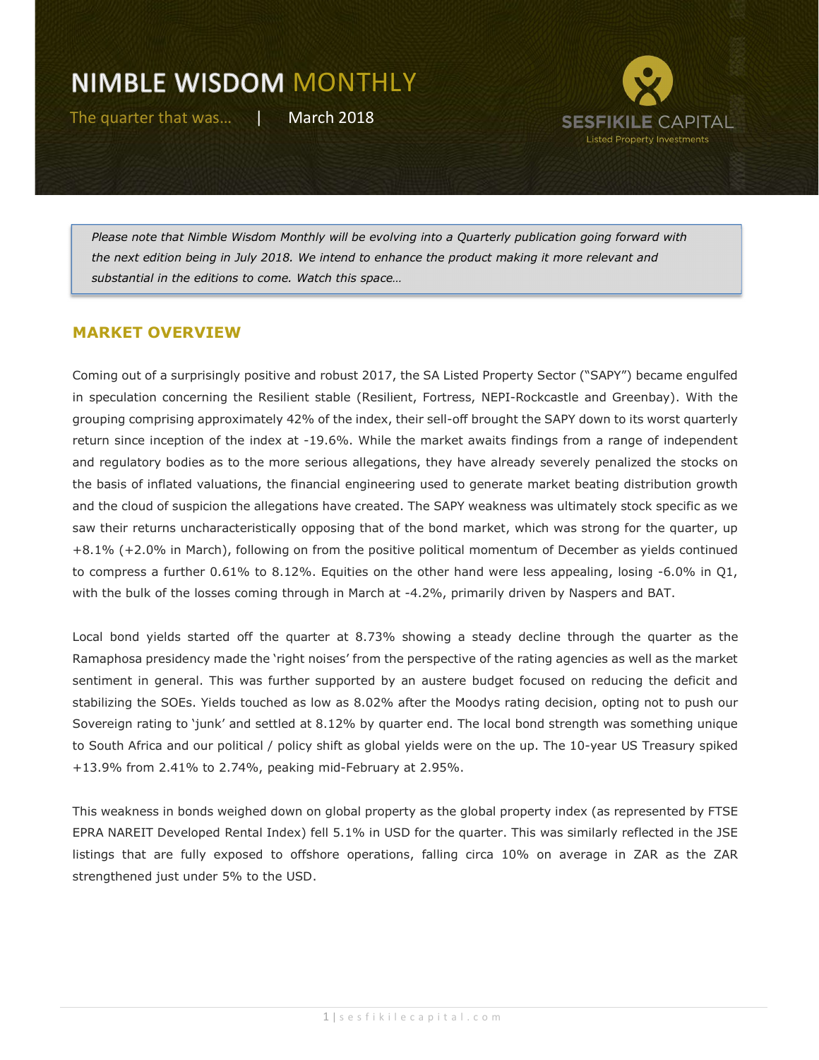# NIMBLE WISDOM MONTHLY

The quarter that was... | March 2018

SESFIKILE CAPITAL
Listed Property Investments

*Please note that Nimble Wisdom Monthly will be evolving into a Quarterly publication going forward with the next edition being in July 2018. We intend to enhance the product making it more relevant and substantial in the editions to come. Watch this space…*

## MARKET OVERVIEW

Coming out of a surprisingly positive and robust 2017, the SA Listed Property Sector ("SAPY") became engulfed in speculation concerning the Resilient stable (Resilient, Fortress, NEPI-Rockcastle and Greenbay). With the grouping comprising approximately 42% of the index, their sell-off brought the SAPY down to its worst quarterly return since inception of the index at -19.6%. While the market awaits findings from a range of independent and regulatory bodies as to the more serious allegations, they have already severely penalized the stocks on the basis of inflated valuations, the financial engineering used to generate market beating distribution growth and the cloud of suspicion the allegations have created. The SAPY weakness was ultimately stock specific as we saw their returns uncharacteristically opposing that of the bond market, which was strong for the quarter, up +8.1% (+2.0% in March), following on from the positive political momentum of December as yields continued to compress a further 0.61% to 8.12%. Equities on the other hand were less appealing, losing -6.0% in Q1, with the bulk of the losses coming through in March at -4.2%, primarily driven by Naspers and BAT.

Local bond yields started off the quarter at 8.73% showing a steady decline through the quarter as the Ramaphosa presidency made the 'right noises' from the perspective of the rating agencies as well as the market sentiment in general. This was further supported by an austere budget focused on reducing the deficit and stabilizing the SOEs. Yields touched as low as 8.02% after the Moodys rating decision, opting not to push our Sovereign rating to 'junk' and settled at 8.12% by quarter end. The local bond strength was something unique to South Africa and our political / policy shift as global yields were on the up. The 10-year US Treasury spiked +13.9% from 2.41% to 2.74%, peaking mid-February at 2.95%.

This weakness in bonds weighed down on global property as the global property index (as represented by FTSE EPRA NAREIT Developed Rental Index) fell 5.1% in USD for the quarter. This was similarly reflected in the JSE listings that are fully exposed to offshore operations, falling circa 10% on average in ZAR as the ZAR strengthened just under 5% to the USD.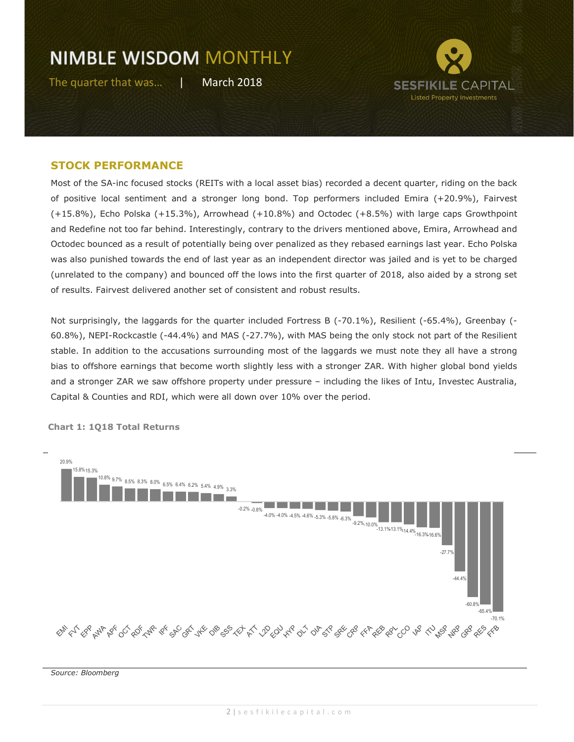## STOCK PERFORMANCE

Most of the SA-inc focused stocks (REITs with a local asset bias) recorded a decent quarter, riding on the back of positive local sentiment and a stronger long bond. Top performers included Emira (+20.9%), Fairvest (+15.8%), Echo Polska (+15.3%), Arrowhead (+10.8%) and Octodec (+8.5%) with large caps Growthpoint and Redefine not too far behind. Interestingly, contrary to the drivers mentioned above, Emira, Arrowhead and Octodec bounced as a result of potentially being over penalized as they rebased earnings last year. Echo Polska was also punished towards the end of last year as an independent director was jailed and is yet to be charged (unrelated to the company) and bounced off the lows into the first quarter of 2018, also aided by a strong set of results. Fairvest delivered another set of consistent and robust results.

Not surprisingly, the laggards for the quarter included Fortress B (-70.1%), Resilient (-65.4%), Greenbay (-60.8%), NEPI-Rockcastle (-44.4%) and MAS (-27.7%), with MAS being the only stock not part of the Resilient stable. In addition to the accusations surrounding most of the laggards we must note they all have a strong bias to offshore earnings that become worth slightly less with a stronger ZAR. With higher global bond yields and a stronger ZAR we saw offshore property under pressure – including the likes of Intu, Investec Australia, Capital & Counties and RDI, which were all down over 10% over the period.

**Chart 1: 1Q18 Total Returns**

| Stock | Total Return |
|---|---|
| EMI | 20.9% |
| FVT | 15.8% |
| EPP | 15.3% |
| AWA | 10.8% |
| APF | 9.7% |
| OCT | 8.5% |
| RDF | 8.3% |
| TWR | 8.0% |
| IPF | 6.5% |
| SAC | 6.4% |
| GRT | 6.2% |
| VKE | 5.4% |
| DIB | 4.9% |
| SSS | 3.3% |
| TEX | -0.2% |
| ATT | -0.8% |
| L2D | -4.0% |
| EQU | -4.0% |
| HYP | -4.5% |
| DLT | -4.6% |
| DIA | -5.3% |
| STP | -5.8% |
| SRE | -6.3% |
| CRP | -9.2% |
| FFA | -10.0% |
| REB | -13.1% |
| RPL | -13.1% |
| CCO | -14.4% |
| IAP | -16.3% |
| ITU | -16.6% |
| MSP | -27.7% |
| NRP | -44.4% |
| GRP | -60.8% |
| RES | -65.4% |
| FFB | -70.1% |

*Source: Bloomberg*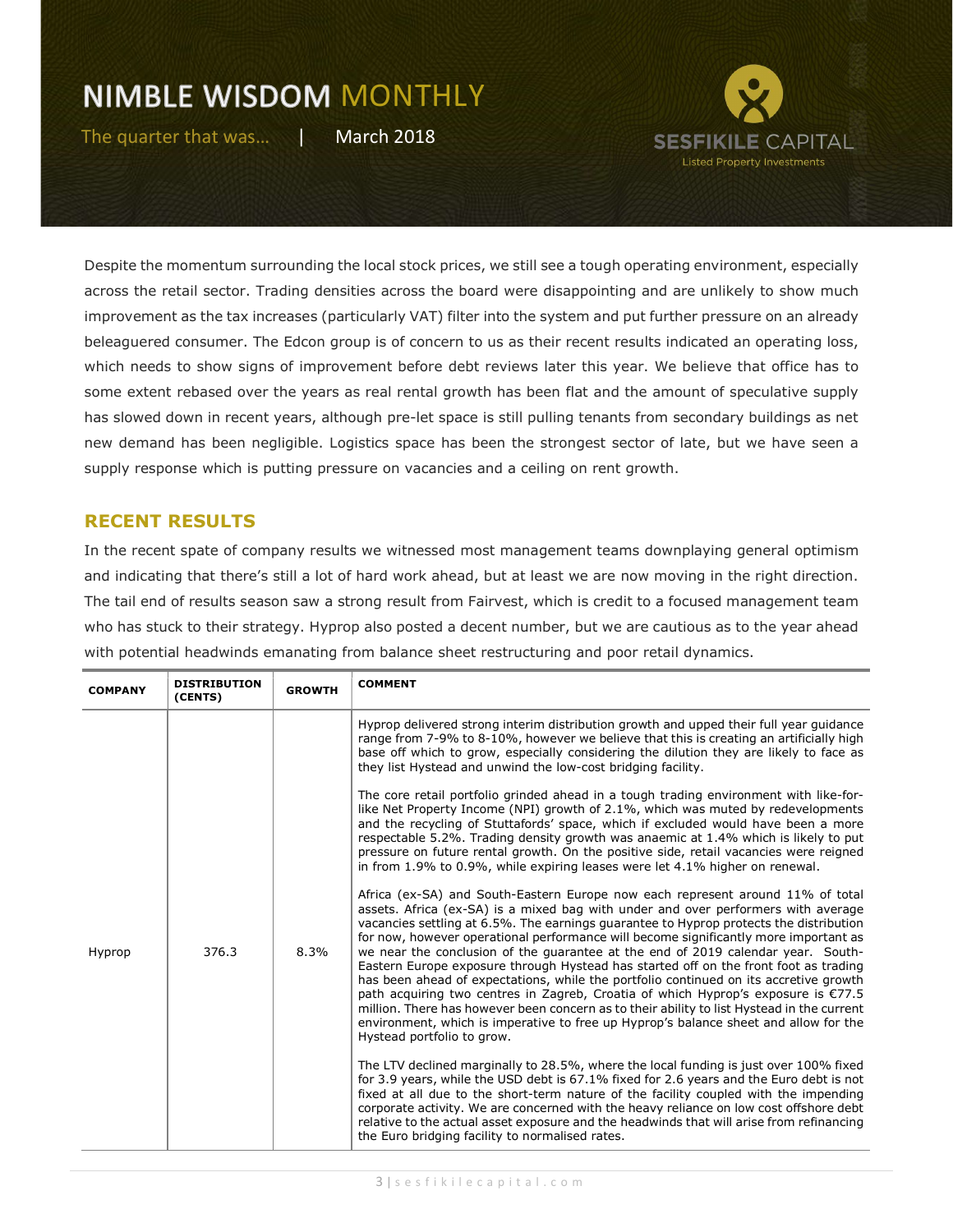# NIMBLE WISDOM MONTHLY

The quarter that was… | March 2018

Despite the momentum surrounding the local stock prices, we still see a tough operating environment, especially across the retail sector. Trading densities across the board were disappointing and are unlikely to show much improvement as the tax increases (particularly VAT) filter into the system and put further pressure on an already beleaguered consumer. The Edcon group is of concern to us as their recent results indicated an operating loss, which needs to show signs of improvement before debt reviews later this year. We believe that office has to some extent rebased over the years as real rental growth has been flat and the amount of speculative supply has slowed down in recent years, although pre-let space is still pulling tenants from secondary buildings as net new demand has been negligible. Logistics space has been the strongest sector of late, but we have seen a supply response which is putting pressure on vacancies and a ceiling on rent growth.

## RECENT RESULTS

In the recent spate of company results we witnessed most management teams downplaying general optimism and indicating that there's still a lot of hard work ahead, but at least we are now moving in the right direction. The tail end of results season saw a strong result from Fairvest, which is credit to a focused management team who has stuck to their strategy. Hyprop also posted a decent number, but we are cautious as to the year ahead with potential headwinds emanating from balance sheet restructuring and poor retail dynamics.

| COMPANY | DISTRIBUTION (CENTS) | GROWTH | COMMENT |
|---|---|---|---|
| Hyprop | 376.3 | 8.3% | Hyprop delivered strong interim distribution growth and upped their full year guidance range from 7-9% to 8-10%, however we believe that this is creating an artificially high base off which to grow, especially considering the dilution they are likely to face as they list Hystead and unwind the low-cost bridging facility.<br><br>The core retail portfolio grinded ahead in a tough trading environment with like-for-like Net Property Income (NPI) growth of 2.1%, which was muted by redevelopments and the recycling of Stuttafords' space, which if excluded would have been a more respectable 5.2%. Trading density growth was anaemic at 1.4% which is likely to put pressure on future rental growth. On the positive side, retail vacancies were reigned in from 1.9% to 0.9%, while expiring leases were let 4.1% higher on renewal.<br><br>Africa (ex-SA) and South-Eastern Europe now each represent around 11% of total assets. Africa (ex-SA) is a mixed bag with under and over performers with average vacancies settling at 6.5%. The earnings guarantee to Hyprop protects the distribution for now, however operational performance will become significantly more important as we near the conclusion of the guarantee at the end of 2019 calendar year. South-Eastern Europe exposure through Hystead has started off on the front foot as trading has been ahead of expectations, while the portfolio continued on its accretive growth path acquiring two centres in Zagreb, Croatia of which Hyprop's exposure is €77.5 million. There has however been concern as to their ability to list Hystead in the current environment, which is imperative to free up Hyprop's balance sheet and allow for the Hystead portfolio to grow.<br><br>The LTV declined marginally to 28.5%, where the local funding is just over 100% fixed for 3.9 years, while the USD debt is 67.1% fixed for 2.6 years and the Euro debt is not fixed at all due to the short-term nature of the facility coupled with the impending corporate activity. We are concerned with the heavy reliance on low cost offshore debt relative to the actual asset exposure and the headwinds that will arise from refinancing the Euro bridging facility to normalised rates. |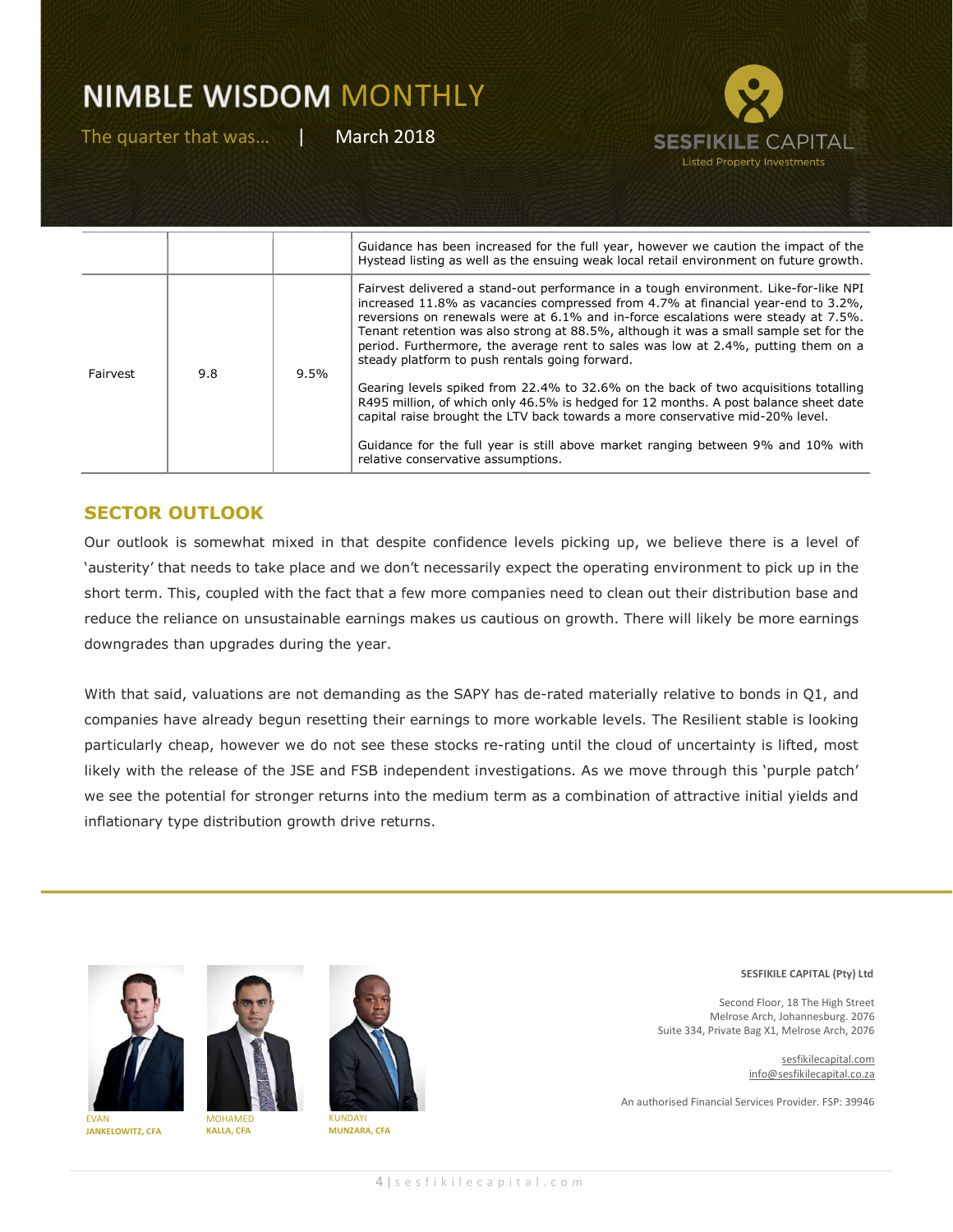|  |  |  |  |
|---|---|---|---|
|  |  |  | Guidance has been increased for the full year, however we caution the impact of the Hystead listing as well as the ensuing weak local retail environment on future growth. |
| Fairvest | 9.8 | 9.5% | Fairvest delivered a stand-out performance in a tough environment. Like-for-like NPI increased 11.8% as vacancies compressed from 4.7% at financial year-end to 3.2%, reversions on renewals were at 6.1% and in-force escalations were steady at 7.5%. Tenant retention was also strong at 88.5%, although it was a small sample set for the period. Furthermore, the average rent to sales was low at 2.4%, putting them on a steady platform to push rentals going forward.<br><br>Gearing levels spiked from 22.4% to 32.6% on the back of two acquisitions totalling R495 million, of which only 46.5% is hedged for 12 months. A post balance sheet date capital raise brought the LTV back towards a more conservative mid-20% level.<br><br>Guidance for the full year is still above market ranging between 9% and 10% with relative conservative assumptions. |

## SECTOR OUTLOOK

Our outlook is somewhat mixed in that despite confidence levels picking up, we believe there is a level of 'austerity' that needs to take place and we don't necessarily expect the operating environment to pick up in the short term. This, coupled with the fact that a few more companies need to clean out their distribution base and reduce the reliance on unsustainable earnings makes us cautious on growth. There will likely be more earnings downgrades than upgrades during the year.

With that said, valuations are not demanding as the SAPY has de-rated materially relative to bonds in Q1, and companies have already begun resetting their earnings to more workable levels. The Resilient stable is looking particularly cheap, however we do not see these stocks re-rating until the cloud of uncertainty is lifted, most likely with the release of the JSE and FSB independent investigations. As we move through this 'purple patch' we see the potential for stronger returns into the medium term as a combination of attractive initial yields and inflationary type distribution growth drive returns.

EVAN **JANKELOWITZ, CFA**

MOHAMED **KALLA, CFA**

KUNDAYI **MUNZARA, CFA**

**SESFIKILE CAPITAL (Pty) Ltd**

Second Floor, 18 The High Street
Melrose Arch, Johannesburg. 2076
Suite 334, Private Bag X1, Melrose Arch, 2076

sesfikilecapital.com
info@sesfikilecapital.co.za

An authorised Financial Services Provider. FSP: 39946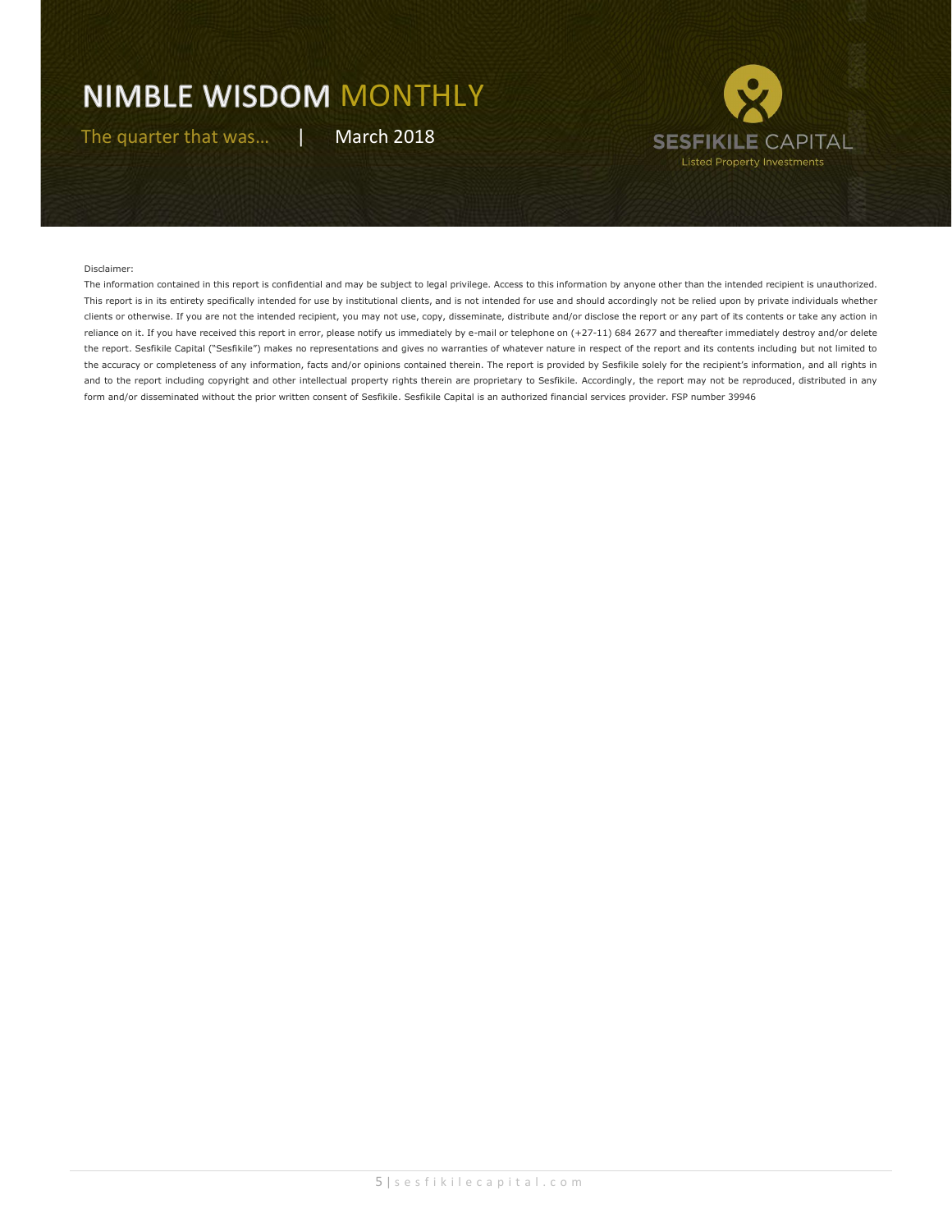# NIMBLE WISDOM MONTHLY

The quarter that was… | March 2018

SESFIKILE CAPITAL
Listed Property Investments

Disclaimer:

The information contained in this report is confidential and may be subject to legal privilege. Access to this information by anyone other than the intended recipient is unauthorized. This report is in its entirety specifically intended for use by institutional clients, and is not intended for use and should accordingly not be relied upon by private individuals whether clients or otherwise. If you are not the intended recipient, you may not use, copy, disseminate, distribute and/or disclose the report or any part of its contents or take any action in reliance on it. If you have received this report in error, please notify us immediately by e-mail or telephone on (+27-11) 684 2677 and thereafter immediately destroy and/or delete the report. Sesfikile Capital ("Sesfikile") makes no representations and gives no warranties of whatever nature in respect of the report and its contents including but not limited to the accuracy or completeness of any information, facts and/or opinions contained therein. The report is provided by Sesfikile solely for the recipient's information, and all rights in and to the report including copyright and other intellectual property rights therein are proprietary to Sesfikile. Accordingly, the report may not be reproduced, distributed in any form and/or disseminated without the prior written consent of Sesfikile. Sesfikile Capital is an authorized financial services provider. FSP number 39946